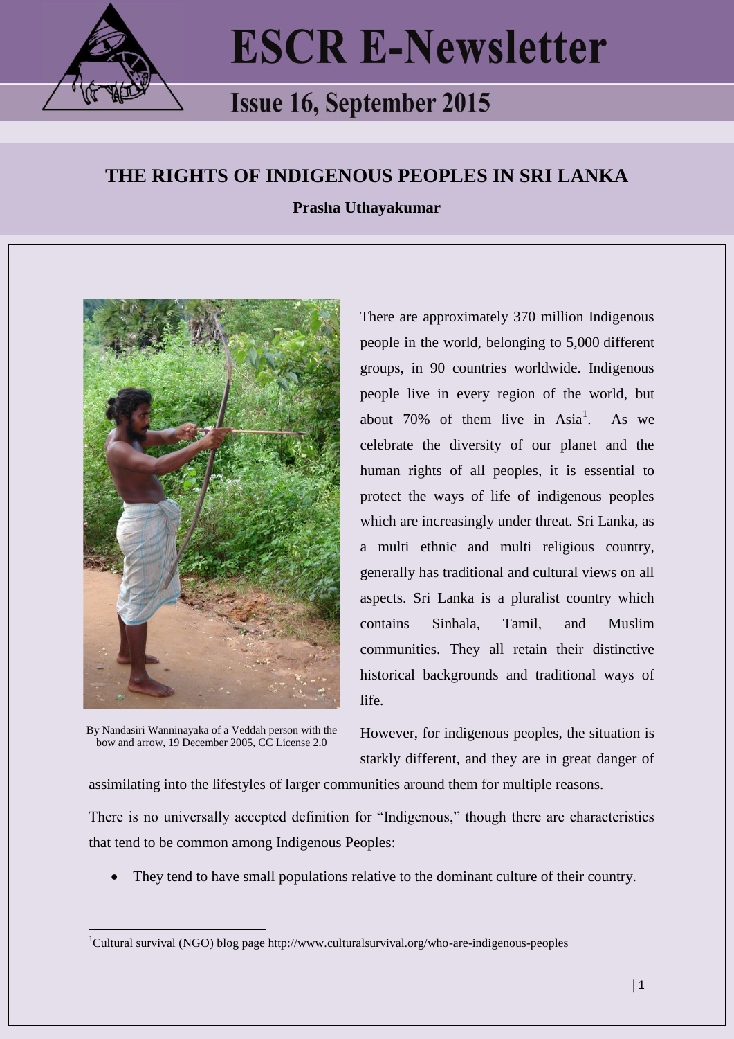# ESCR E-Newsletter

## Issue 16, September 2015

## THE RIGHTS OF INDIGENOUS PEOPLES IN SRI LANKA

**Prasha Uthayakumar**

By Nandasiri Wanninayaka of a Veddah person with the bow and arrow, 19 December 2005, CC License 2.0

There are approximately 370 million Indigenous people in the world, belonging to 5,000 different groups, in 90 countries worldwide. Indigenous people live in every region of the world, but about 70% of them live in Asia[1]. As we celebrate the diversity of our planet and the human rights of all peoples, it is essential to protect the ways of life of indigenous peoples which are increasingly under threat. Sri Lanka, as a multi ethnic and multi religious country, generally has traditional and cultural views on all aspects. Sri Lanka is a pluralist country which contains Sinhala, Tamil, and Muslim communities. They all retain their distinctive historical backgrounds and traditional ways of life.

However, for indigenous peoples, the situation is starkly different, and they are in great danger of assimilating into the lifestyles of larger communities around them for multiple reasons.

There is no universally accepted definition for "Indigenous," though there are characteristics that tend to be common among Indigenous Peoples:

- They tend to have small populations relative to the dominant culture of their country.

[1]Cultural survival (NGO) blog page http://www.culturalsurvival.org/who-are-indigenous-peoples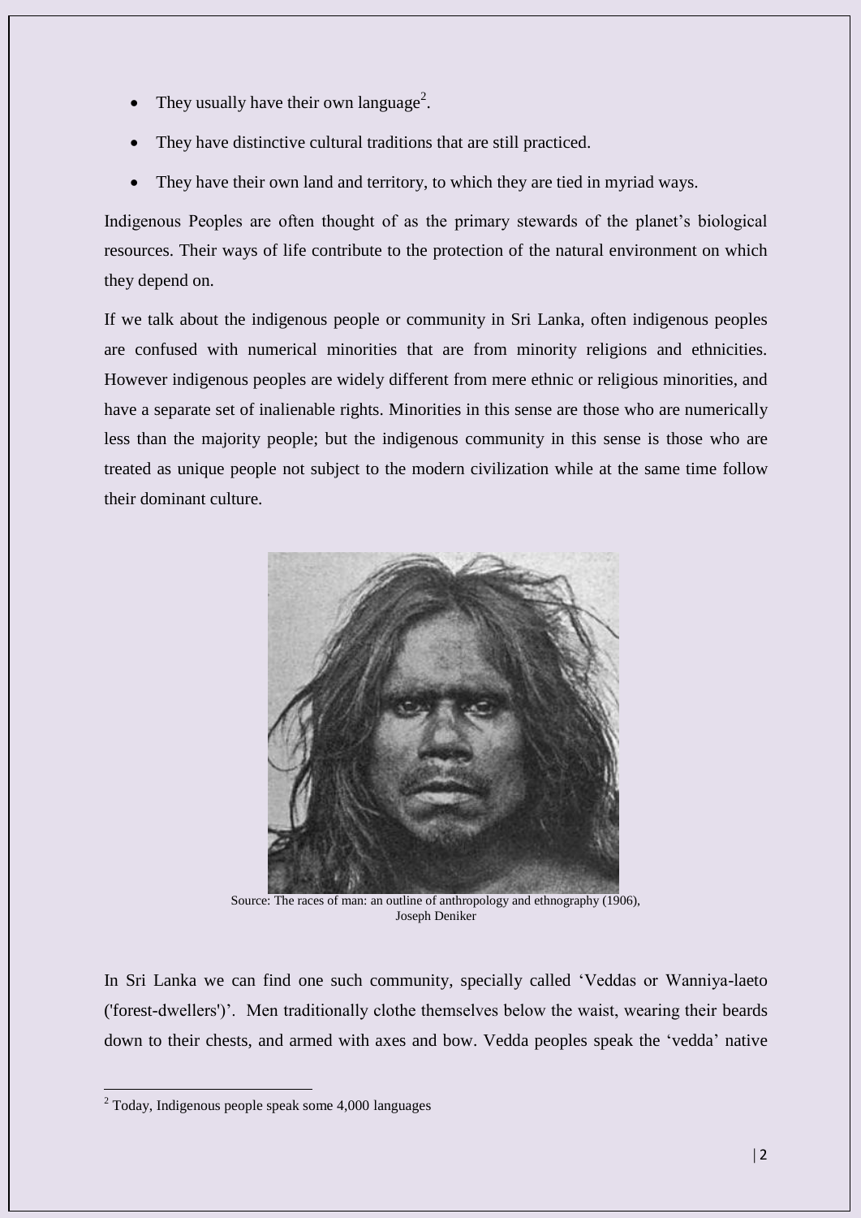- They usually have their own language[2].
- They have distinctive cultural traditions that are still practiced.
- They have their own land and territory, to which they are tied in myriad ways.

Indigenous Peoples are often thought of as the primary stewards of the planet's biological resources. Their ways of life contribute to the protection of the natural environment on which they depend on.

If we talk about the indigenous people or community in Sri Lanka, often indigenous peoples are confused with numerical minorities that are from minority religions and ethnicities. However indigenous peoples are widely different from mere ethnic or religious minorities, and have a separate set of inalienable rights. Minorities in this sense are those who are numerically less than the majority people; but the indigenous community in this sense is those who are treated as unique people not subject to the modern civilization while at the same time follow their dominant culture.

Source: The races of man: an outline of anthropology and ethnography (1906), Joseph Deniker

In Sri Lanka we can find one such community, specially called 'Veddas or Wanniya-laeto ('forest-dwellers')'. Men traditionally clothe themselves below the waist, wearing their beards down to their chests, and armed with axes and bow. Vedda peoples speak the 'vedda' native

[2] Today, Indigenous people speak some 4,000 languages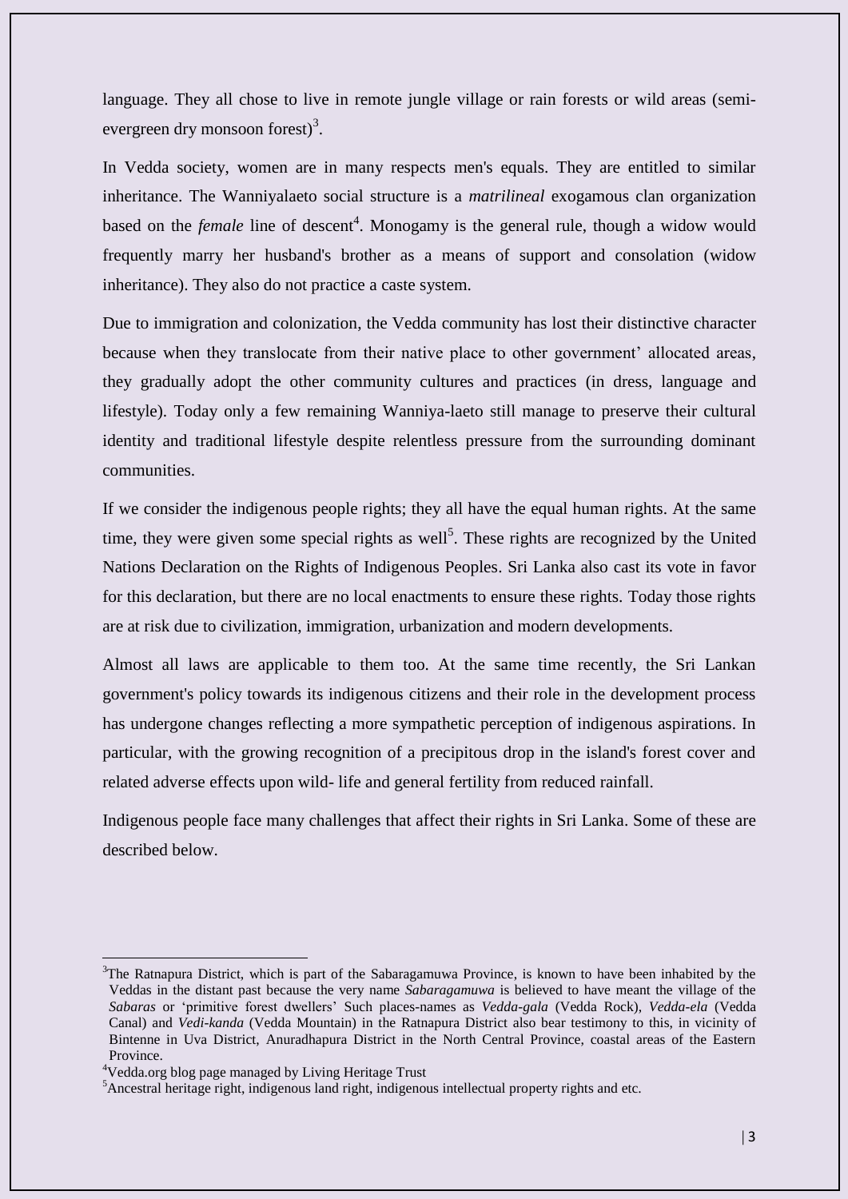language. They all chose to live in remote jungle village or rain forests or wild areas (semi-evergreen dry monsoon forest)[3].

In Vedda society, women are in many respects men's equals. They are entitled to similar inheritance. The Wanniyalaeto social structure is a *matrilineal* exogamous clan organization based on the *female* line of descent[4]. Monogamy is the general rule, though a widow would frequently marry her husband's brother as a means of support and consolation (widow inheritance). They also do not practice a caste system.

Due to immigration and colonization, the Vedda community has lost their distinctive character because when they translocate from their native place to other government' allocated areas, they gradually adopt the other community cultures and practices (in dress, language and lifestyle). Today only a few remaining Wanniya-laeto still manage to preserve their cultural identity and traditional lifestyle despite relentless pressure from the surrounding dominant communities.

If we consider the indigenous people rights; they all have the equal human rights. At the same time, they were given some special rights as well[5]. These rights are recognized by the United Nations Declaration on the Rights of Indigenous Peoples. Sri Lanka also cast its vote in favor for this declaration, but there are no local enactments to ensure these rights. Today those rights are at risk due to civilization, immigration, urbanization and modern developments.

Almost all laws are applicable to them too. At the same time recently, the Sri Lankan government's policy towards its indigenous citizens and their role in the development process has undergone changes reflecting a more sympathetic perception of indigenous aspirations. In particular, with the growing recognition of a precipitous drop in the island's forest cover and related adverse effects upon wild- life and general fertility from reduced rainfall.

Indigenous people face many challenges that affect their rights in Sri Lanka. Some of these are described below.

---

[3]The Ratnapura District, which is part of the Sabaragamuwa Province, is known to have been inhabited by the Veddas in the distant past because the very name *Sabaragamuwa* is believed to have meant the village of the *Sabaras* or 'primitive forest dwellers' Such places-names as *Vedda-gala* (Vedda Rock), *Vedda-ela* (Vedda Canal) and *Vedi-kanda* (Vedda Mountain) in the Ratnapura District also bear testimony to this, in vicinity of Bintenne in Uva District, Anuradhapura District in the North Central Province, coastal areas of the Eastern Province.

[4]Vedda.org blog page managed by Living Heritage Trust

[5]Ancestral heritage right, indigenous land right, indigenous intellectual property rights and etc.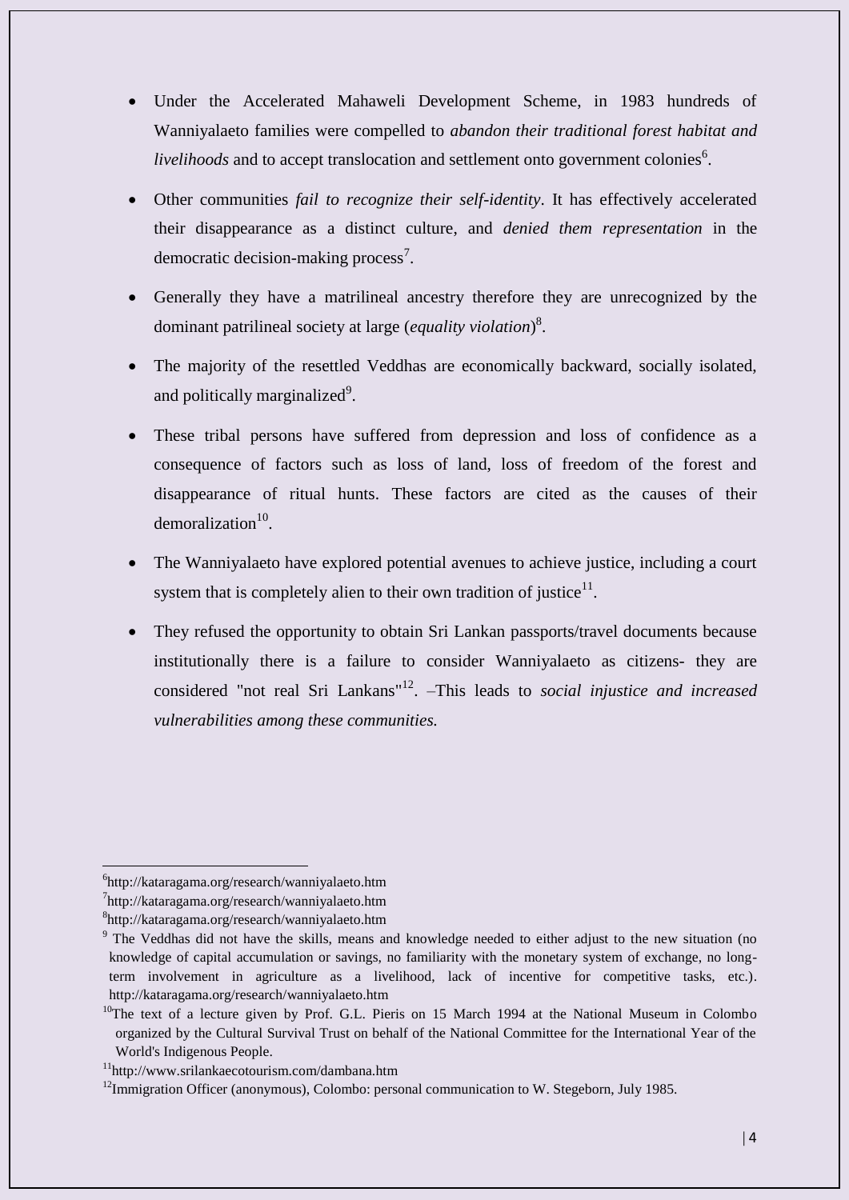- Under the Accelerated Mahaweli Development Scheme, in 1983 hundreds of Wanniyalaeto families were compelled to *abandon their traditional forest habitat and livelihoods* and to accept translocation and settlement onto government colonies[6].

- Other communities *fail to recognize their self-identity*. It has effectively accelerated their disappearance as a distinct culture, and *denied them representation* in the democratic decision-making process[7].

- Generally they have a matrilineal ancestry therefore they are unrecognized by the dominant patrilineal society at large (*equality violation*)[8].

- The majority of the resettled Veddhas are economically backward, socially isolated, and politically marginalized[9].

- These tribal persons have suffered from depression and loss of confidence as a consequence of factors such as loss of land, loss of freedom of the forest and disappearance of ritual hunts. These factors are cited as the causes of their demoralization[10].

- The Wanniyalaeto have explored potential avenues to achieve justice, including a court system that is completely alien to their own tradition of justice[11].

- They refused the opportunity to obtain Sri Lankan passports/travel documents because institutionally there is a failure to consider Wanniyalaeto as citizens- they are considered "not real Sri Lankans"[12]. –This leads to *social injustice and increased vulnerabilities among these communities.*

---

[6]http://kataragama.org/research/wanniyalaeto.htm

[7]http://kataragama.org/research/wanniyalaeto.htm

[8]http://kataragama.org/research/wanniyalaeto.htm

[9] The Veddhas did not have the skills, means and knowledge needed to either adjust to the new situation (no knowledge of capital accumulation or savings, no familiarity with the monetary system of exchange, no long-term involvement in agriculture as a livelihood, lack of incentive for competitive tasks, etc.). http://kataragama.org/research/wanniyalaeto.htm

[10]The text of a lecture given by Prof. G.L. Pieris on 15 March 1994 at the National Museum in Colombo organized by the Cultural Survival Trust on behalf of the National Committee for the International Year of the World's Indigenous People.

[11]http://www.srilankaecotourism.com/dambana.htm

[12]Immigration Officer (anonymous), Colombo: personal communication to W. Stegeborn, July 1985.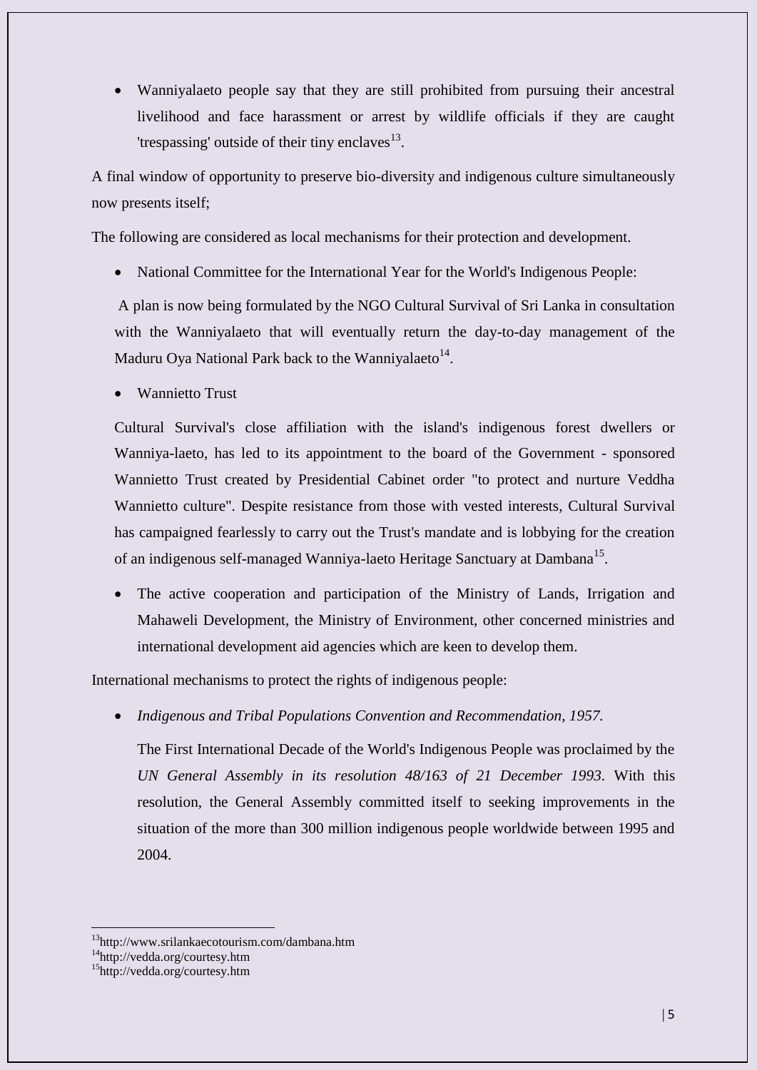- Wanniyalaeto people say that they are still prohibited from pursuing their ancestral livelihood and face harassment or arrest by wildlife officials if they are caught 'trespassing' outside of their tiny enclaves[13].

A final window of opportunity to preserve bio-diversity and indigenous culture simultaneously now presents itself;

The following are considered as local mechanisms for their protection and development.

- National Committee for the International Year for the World's Indigenous People:

  A plan is now being formulated by the NGO Cultural Survival of Sri Lanka in consultation with the Wanniyalaeto that will eventually return the day-to-day management of the Maduru Oya National Park back to the Wanniyalaeto[14].

- Wannietto Trust

  Cultural Survival's close affiliation with the island's indigenous forest dwellers or Wanniya-laeto, has led to its appointment to the board of the Government - sponsored Wannietto Trust created by Presidential Cabinet order "to protect and nurture Veddha Wannietto culture". Despite resistance from those with vested interests, Cultural Survival has campaigned fearlessly to carry out the Trust's mandate and is lobbying for the creation of an indigenous self-managed Wanniya-laeto Heritage Sanctuary at Dambana[15].

- The active cooperation and participation of the Ministry of Lands, Irrigation and Mahaweli Development, the Ministry of Environment, other concerned ministries and international development aid agencies which are keen to develop them.

International mechanisms to protect the rights of indigenous people:

- *Indigenous and Tribal Populations Convention and Recommendation, 1957.*

  The First International Decade of the World's Indigenous People was proclaimed by the *UN General Assembly in its resolution 48/163 of 21 December 1993*. With this resolution, the General Assembly committed itself to seeking improvements in the situation of the more than 300 million indigenous people worldwide between 1995 and 2004.

---

[13] http://www.srilankaecotourism.com/dambana.htm
[14] http://vedda.org/courtesy.htm
[15] http://vedda.org/courtesy.htm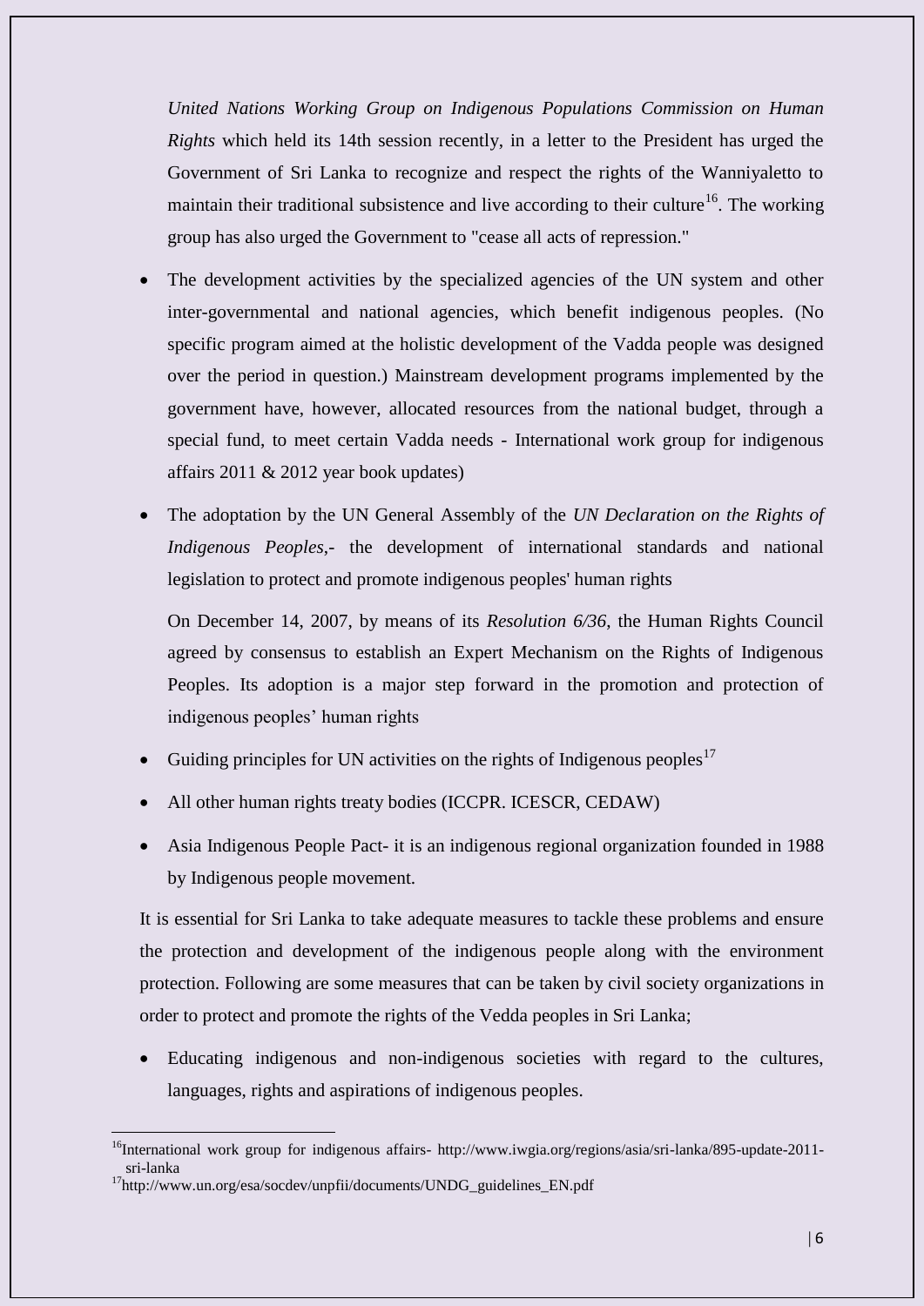*United Nations Working Group on Indigenous Populations Commission on Human Rights* which held its 14th session recently, in a letter to the President has urged the Government of Sri Lanka to recognize and respect the rights of the Wanniyaletto to maintain their traditional subsistence and live according to their culture[16]. The working group has also urged the Government to "cease all acts of repression."

- The development activities by the specialized agencies of the UN system and other inter-governmental and national agencies, which benefit indigenous peoples. (No specific program aimed at the holistic development of the Vadda people was designed over the period in question.) Mainstream development programs implemented by the government have, however, allocated resources from the national budget, through a special fund, to meet certain Vadda needs - International work group for indigenous affairs 2011 & 2012 year book updates)

- The adoptation by the UN General Assembly of the *UN Declaration on the Rights of Indigenous Peoples*,- the development of international standards and national legislation to protect and promote indigenous peoples' human rights

  On December 14, 2007, by means of its *Resolution 6/36*, the Human Rights Council agreed by consensus to establish an Expert Mechanism on the Rights of Indigenous Peoples. Its adoption is a major step forward in the promotion and protection of indigenous peoples' human rights

- Guiding principles for UN activities on the rights of Indigenous peoples[17]

- All other human rights treaty bodies (ICCPR. ICESCR, CEDAW)

- Asia Indigenous People Pact- it is an indigenous regional organization founded in 1988 by Indigenous people movement.

It is essential for Sri Lanka to take adequate measures to tackle these problems and ensure the protection and development of the indigenous people along with the environment protection. Following are some measures that can be taken by civil society organizations in order to protect and promote the rights of the Vedda peoples in Sri Lanka;

- Educating indigenous and non-indigenous societies with regard to the cultures, languages, rights and aspirations of indigenous peoples.

---

[16] International work group for indigenous affairs- http://www.iwgia.org/regions/asia/sri-lanka/895-update-2011-sri-lanka

[17] http://www.un.org/esa/socdev/unpfii/documents/UNDG_guidelines_EN.pdf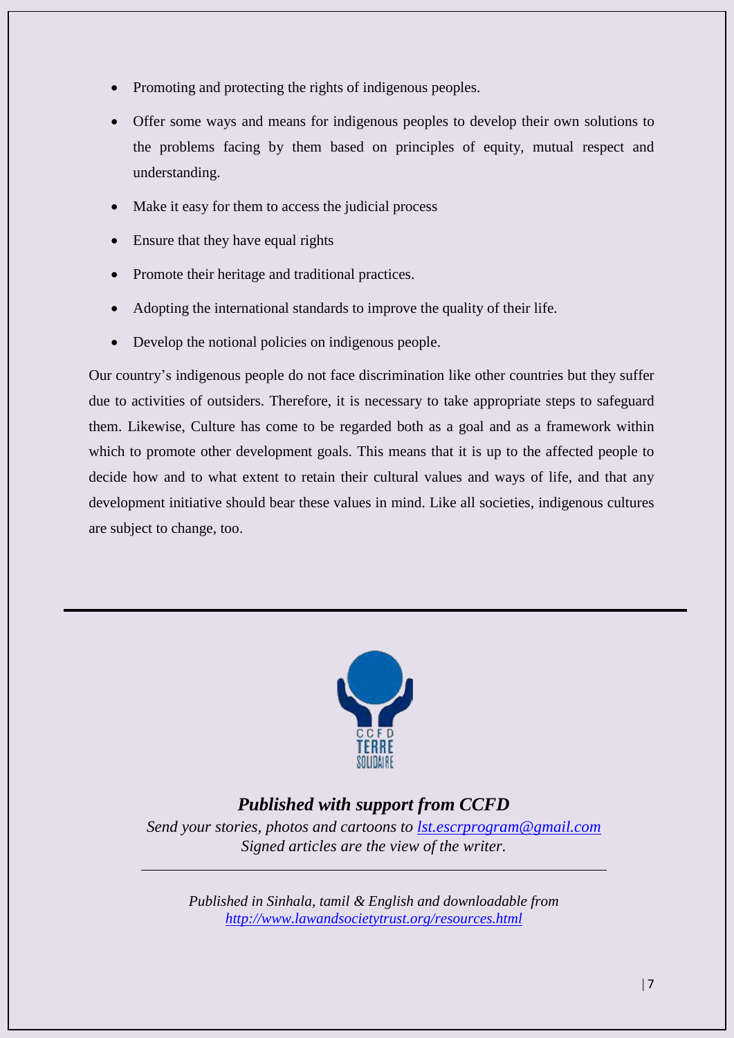- Promoting and protecting the rights of indigenous peoples.
- Offer some ways and means for indigenous peoples to develop their own solutions to the problems facing by them based on principles of equity, mutual respect and understanding.
- Make it easy for them to access the judicial process
- Ensure that they have equal rights
- Promote their heritage and traditional practices.
- Adopting the international standards to improve the quality of their life.
- Develop the notional policies on indigenous people.

Our country's indigenous people do not face discrimination like other countries but they suffer due to activities of outsiders. Therefore, it is necessary to take appropriate steps to safeguard them. Likewise, Culture has come to be regarded both as a goal and as a framework within which to promote other development goals. This means that it is up to the affected people to decide how and to what extent to retain their cultural values and ways of life, and that any development initiative should bear these values in mind. Like all societies, indigenous cultures are subject to change, too.

---

CCFD TERRE SOLIDAIRE

***Published with support from CCFD***

*Send your stories, photos and cartoons to lst.escrprogram@gmail.com*
*Signed articles are the view of the writer.*

---

*Published in Sinhala, tamil & English and downloadable from*
*http://www.lawandsocietytrust.org/resources.html*